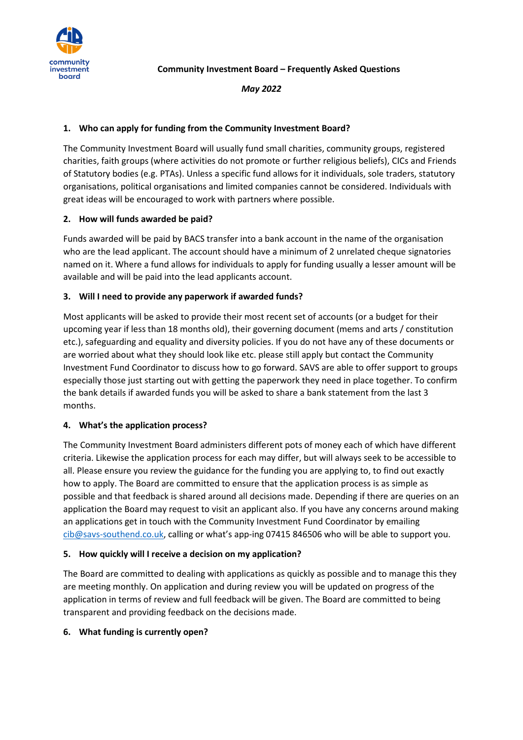**Community Investment Board – Frequently Asked Questions**

*May 2022*

## 1. Who can apply for funding from the Community Investment Board?

The Community Investment Board will usually fund small charities, community groups, registered charities, faith groups (where activities do not promote or further religious beliefs), CICs and Friends of Statutory bodies (e.g. PTAs). Unless a specific fund allows for it individuals, sole traders, statutory organisations, political organisations and limited companies cannot be considered. Individuals with great ideas will be encouraged to work with partners where possible.

## 2. How will funds awarded be paid?

Funds awarded will be paid by BACS transfer into a bank account in the name of the organisation who are the lead applicant. The account should have a minimum of 2 unrelated cheque signatories named on it. Where a fund allows for individuals to apply for funding usually a lesser amount will be available and will be paid into the lead applicants account.

## 3. Will I need to provide any paperwork if awarded funds?

Most applicants will be asked to provide their most recent set of accounts (or a budget for their upcoming year if less than 18 months old), their governing document (mems and arts / constitution etc.), safeguarding and equality and diversity policies. If you do not have any of these documents or are worried about what they should look like etc. please still apply but contact the Community Investment Fund Coordinator to discuss how to go forward. SAVS are able to offer support to groups especially those just starting out with getting the paperwork they need in place together. To confirm the bank details if awarded funds you will be asked to share a bank statement from the last 3 months.

## 4. What's the application process?

The Community Investment Board administers different pots of money each of which have different criteria. Likewise the application process for each may differ, but will always seek to be accessible to all. Please ensure you review the guidance for the funding you are applying to, to find out exactly how to apply. The Board are committed to ensure that the application process is as simple as possible and that feedback is shared around all decisions made. Depending if there are queries on an application the Board may request to visit an applicant also. If you have any concerns around making an applications get in touch with the Community Investment Fund Coordinator by emailing cib@savs-southend.co.uk, calling or what's app-ing 07415 846506 who will be able to support you.

## 5. How quickly will I receive a decision on my application?

The Board are committed to dealing with applications as quickly as possible and to manage this they are meeting monthly. On application and during review you will be updated on progress of the application in terms of review and full feedback will be given. The Board are committed to being transparent and providing feedback on the decisions made.

## 6. What funding is currently open?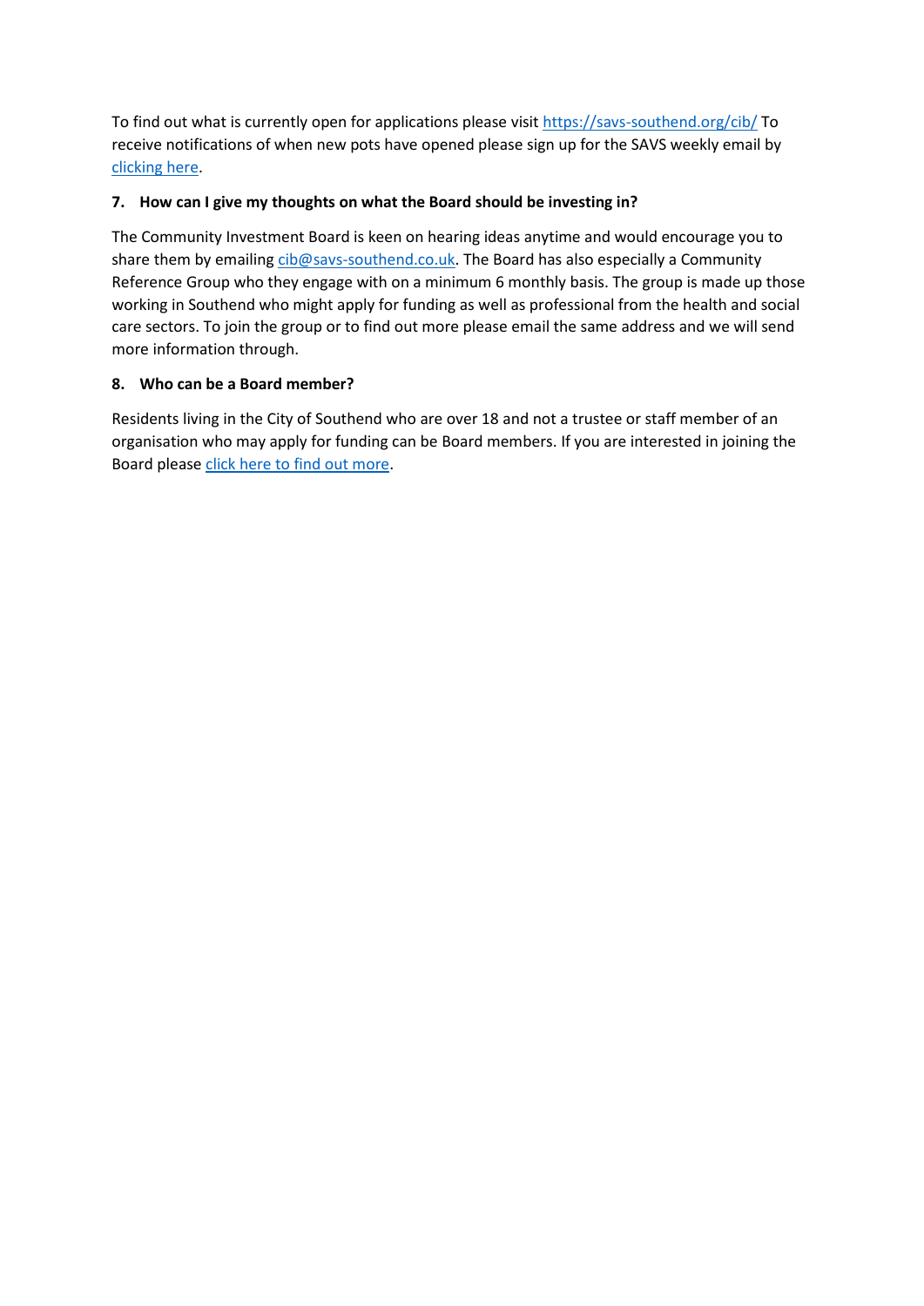To find out what is currently open for applications please visit https://savs-southend.org/cib/ To receive notifications of when new pots have opened please sign up for the SAVS weekly email by [clicking here](clicking here).

**7. How can I give my thoughts on what the Board should be investing in?**

The Community Investment Board is keen on hearing ideas anytime and would encourage you to share them by emailing cib@savs-southend.co.uk. The Board has also especially a Community Reference Group who they engage with on a minimum 6 monthly basis. The group is made up those working in Southend who might apply for funding as well as professional from the health and social care sectors. To join the group or to find out more please email the same address and we will send more information through.

**8. Who can be a Board member?**

Residents living in the City of Southend who are over 18 and not a trustee or staff member of an organisation who may apply for funding can be Board members. If you are interested in joining the Board please click here to find out more.